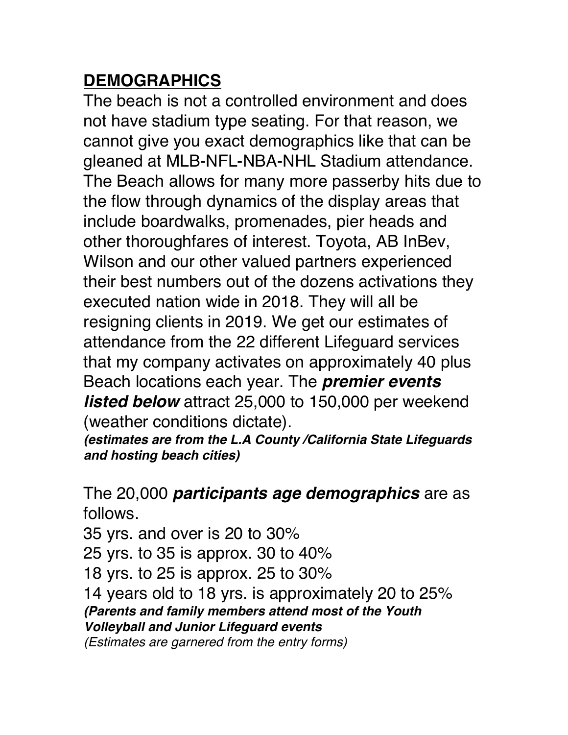# **DEMOGRAPHICS**

The beach is not a controlled environment and does not have stadium type seating. For that reason, we cannot give you exact demographics like that can be gleaned at MLB-NFL-NBA-NHL Stadium attendance. The Beach allows for many more passerby hits due to the flow through dynamics of the display areas that include boardwalks, promenades, pier heads and other thoroughfares of interest. Toyota, AB InBev, Wilson and our other valued partners experienced their best numbers out of the dozens activations they executed nation wide in 2018. They will all be resigning clients in 2019. We get our estimates of attendance from the 22 different Lifeguard services that my company activates on approximately 40 plus Beach locations each year. The ***premier events listed below*** attract 25,000 to 150,000 per weekend (weather conditions dictate).

***(estimates are from the L.A County /California State Lifeguards and hosting beach cities)***

The 20,000 ***participants age demographics*** are as follows.

35 yrs. and over is 20 to 30%

25 yrs. to 35 is approx. 30 to 40%

18 yrs. to 25 is approx. 25 to 30%

14 years old to 18 yrs. is approximately 20 to 25%

***(Parents and family members attend most of the Youth Volleyball and Junior Lifeguard events***

*(Estimates are garnered from the entry forms)*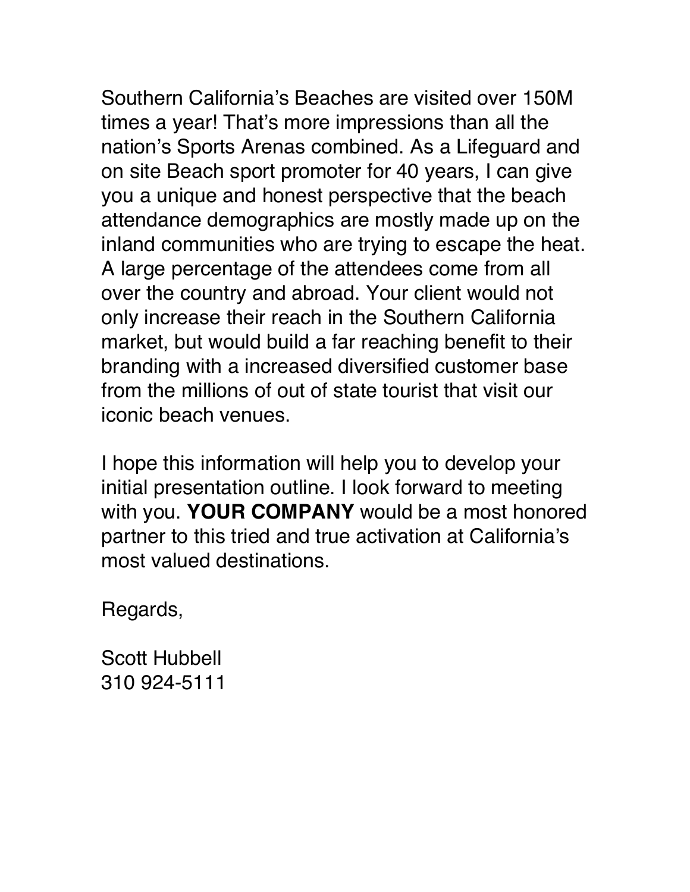Southern California's Beaches are visited over 150M times a year! That's more impressions than all the nation's Sports Arenas combined. As a Lifeguard and on site Beach sport promoter for 40 years, I can give you a unique and honest perspective that the beach attendance demographics are mostly made up on the inland communities who are trying to escape the heat. A large percentage of the attendees come from all over the country and abroad. Your client would not only increase their reach in the Southern California market, but would build a far reaching benefit to their branding with a increased diversified customer base from the millions of out of state tourist that visit our iconic beach venues.

I hope this information will help you to develop your initial presentation outline. I look forward to meeting with you. **YOUR COMPANY** would be a most honored partner to this tried and true activation at California's most valued destinations.

Regards,

Scott Hubbell
310 924-5111